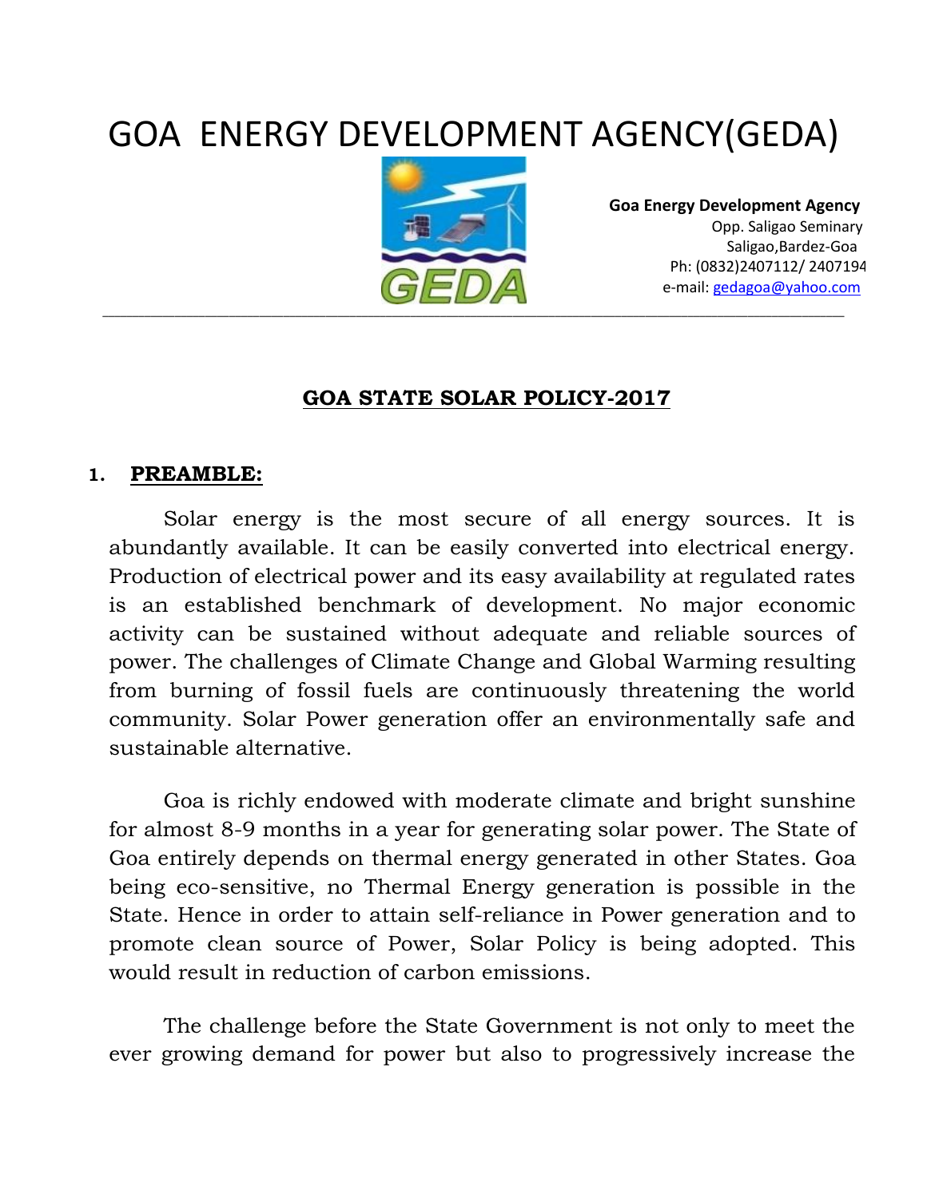# GOA ENERGY DEVELOPMENT AGENCY(GEDA)

**Goa Energy Development Agency**
Opp. Saligao Seminary
Saligao,Bardez-Goa
Ph: (0832)2407112/ 2407194
e-mail: gedagoa@yahoo.com

---

## GOA STATE SOLAR POLICY-2017

### 1. PREAMBLE:

Solar energy is the most secure of all energy sources. It is abundantly available. It can be easily converted into electrical energy. Production of electrical power and its easy availability at regulated rates is an established benchmark of development. No major economic activity can be sustained without adequate and reliable sources of power. The challenges of Climate Change and Global Warming resulting from burning of fossil fuels are continuously threatening the world community. Solar Power generation offer an environmentally safe and sustainable alternative.

Goa is richly endowed with moderate climate and bright sunshine for almost 8-9 months in a year for generating solar power. The State of Goa entirely depends on thermal energy generated in other States. Goa being eco-sensitive, no Thermal Energy generation is possible in the State. Hence in order to attain self-reliance in Power generation and to promote clean source of Power, Solar Policy is being adopted. This would result in reduction of carbon emissions.

The challenge before the State Government is not only to meet the ever growing demand for power but also to progressively increase the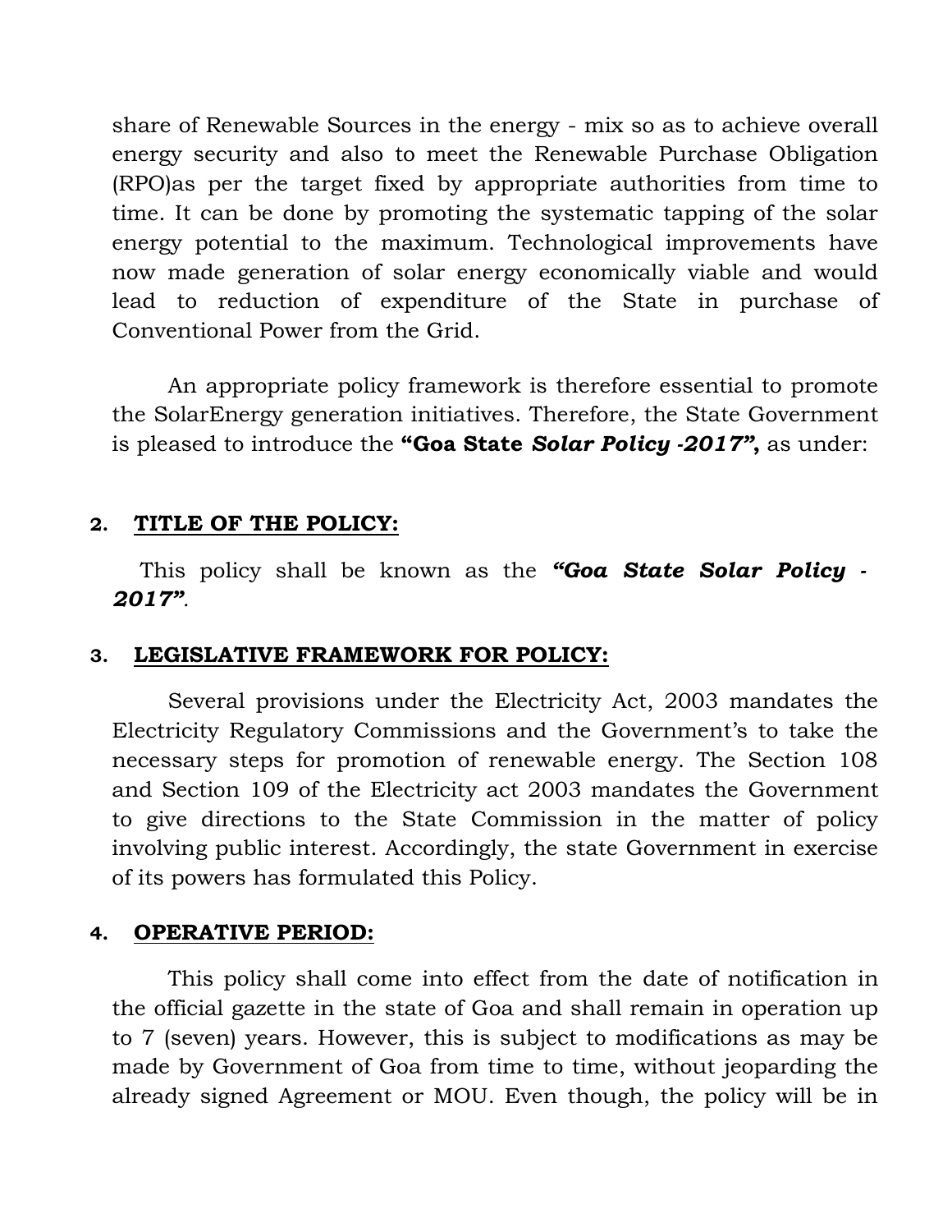share of Renewable Sources in the energy - mix so as to achieve overall energy security and also to meet the Renewable Purchase Obligation (RPO)as per the target fixed by appropriate authorities from time to time. It can be done by promoting the systematic tapping of the solar energy potential to the maximum. Technological improvements have now made generation of solar energy economically viable and would lead to reduction of expenditure of the State in purchase of Conventional Power from the Grid.

An appropriate policy framework is therefore essential to promote the SolarEnergy generation initiatives. Therefore, the State Government is pleased to introduce the **"Goa State *Solar Policy -2017*",** as under:

## 2. TITLE OF THE POLICY:

This policy shall be known as the ***"Goa State Solar Policy - 2017"***.

## 3. LEGISLATIVE FRAMEWORK FOR POLICY:

Several provisions under the Electricity Act, 2003 mandates the Electricity Regulatory Commissions and the Government's to take the necessary steps for promotion of renewable energy. The Section 108 and Section 109 of the Electricity act 2003 mandates the Government to give directions to the State Commission in the matter of policy involving public interest. Accordingly, the state Government in exercise of its powers has formulated this Policy.

## 4. OPERATIVE PERIOD:

This policy shall come into effect from the date of notification in the official gazette in the state of Goa and shall remain in operation up to 7 (seven) years. However, this is subject to modifications as may be made by Government of Goa from time to time, without jeoparding the already signed Agreement or MOU. Even though, the policy will be in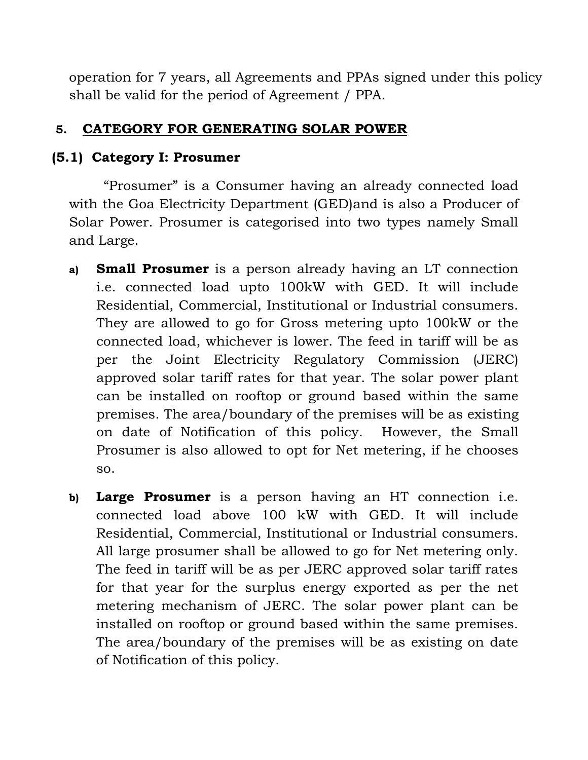operation for 7 years, all Agreements and PPAs signed under this policy shall be valid for the period of Agreement / PPA.

## 5. CATEGORY FOR GENERATING SOLAR POWER

### (5.1) Category I: Prosumer

"Prosumer" is a Consumer having an already connected load with the Goa Electricity Department (GED)and is also a Producer of Solar Power. Prosumer is categorised into two types namely Small and Large.

a) **Small Prosumer** is a person already having an LT connection i.e. connected load upto 100kW with GED. It will include Residential, Commercial, Institutional or Industrial consumers. They are allowed to go for Gross metering upto 100kW or the connected load, whichever is lower. The feed in tariff will be as per the Joint Electricity Regulatory Commission (JERC) approved solar tariff rates for that year. The solar power plant can be installed on rooftop or ground based within the same premises. The area/boundary of the premises will be as existing on date of Notification of this policy. However, the Small Prosumer is also allowed to opt for Net metering, if he chooses so.

b) **Large Prosumer** is a person having an HT connection i.e. connected load above 100 kW with GED. It will include Residential, Commercial, Institutional or Industrial consumers. All large prosumer shall be allowed to go for Net metering only. The feed in tariff will be as per JERC approved solar tariff rates for that year for the surplus energy exported as per the net metering mechanism of JERC. The solar power plant can be installed on rooftop or ground based within the same premises. The area/boundary of the premises will be as existing on date of Notification of this policy.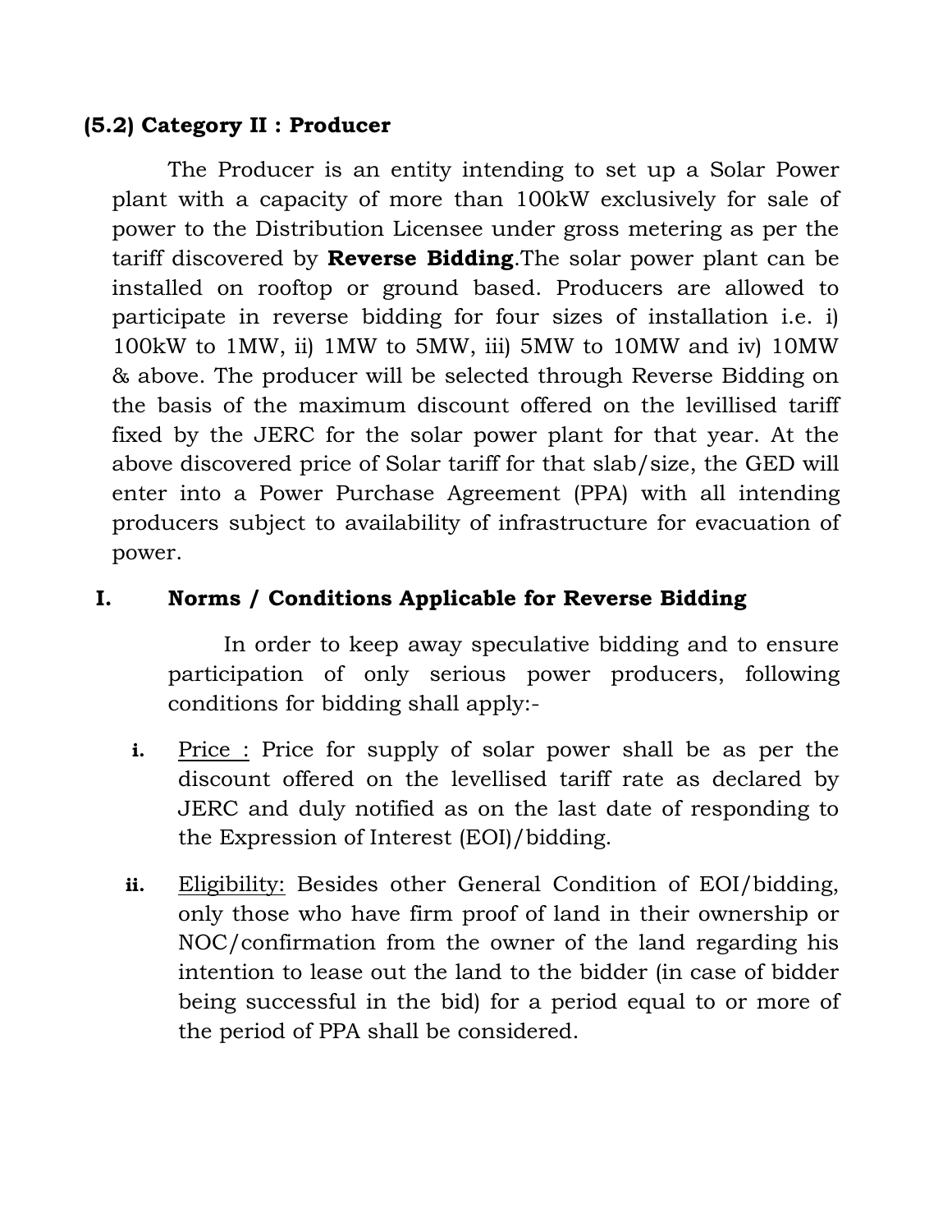### (5.2) Category II : Producer

The Producer is an entity intending to set up a Solar Power plant with a capacity of more than 100kW exclusively for sale of power to the Distribution Licensee under gross metering as per the tariff discovered by **Reverse Bidding**.The solar power plant can be installed on rooftop or ground based. Producers are allowed to participate in reverse bidding for four sizes of installation i.e. i) 100kW to 1MW, ii) 1MW to 5MW, iii) 5MW to 10MW and iv) 10MW & above. The producer will be selected through Reverse Bidding on the basis of the maximum discount offered on the levillised tariff fixed by the JERC for the solar power plant for that year. At the above discovered price of Solar tariff for that slab/size, the GED will enter into a Power Purchase Agreement (PPA) with all intending producers subject to availability of infrastructure for evacuation of power.

#### I. Norms / Conditions Applicable for Reverse Bidding

In order to keep away speculative bidding and to ensure participation of only serious power producers, following conditions for bidding shall apply:-

i. Price : Price for supply of solar power shall be as per the discount offered on the levellised tariff rate as declared by JERC and duly notified as on the last date of responding to the Expression of Interest (EOI)/bidding.

ii. Eligibility: Besides other General Condition of EOI/bidding, only those who have firm proof of land in their ownership or NOC/confirmation from the owner of the land regarding his intention to lease out the land to the bidder (in case of bidder being successful in the bid) for a period equal to or more of the period of PPA shall be considered.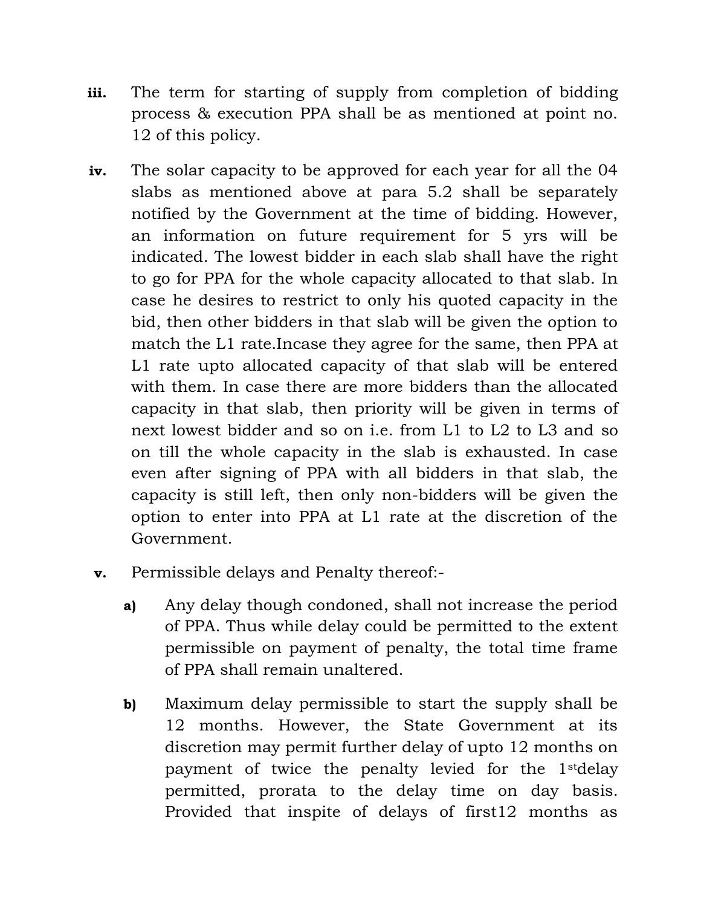iii. The term for starting of supply from completion of bidding process & execution PPA shall be as mentioned at point no. 12 of this policy.

iv. The solar capacity to be approved for each year for all the 04 slabs as mentioned above at para 5.2 shall be separately notified by the Government at the time of bidding. However, an information on future requirement for 5 yrs will be indicated. The lowest bidder in each slab shall have the right to go for PPA for the whole capacity allocated to that slab. In case he desires to restrict to only his quoted capacity in the bid, then other bidders in that slab will be given the option to match the L1 rate.Incase they agree for the same, then PPA at L1 rate upto allocated capacity of that slab will be entered with them. In case there are more bidders than the allocated capacity in that slab, then priority will be given in terms of next lowest bidder and so on i.e. from L1 to L2 to L3 and so on till the whole capacity in the slab is exhausted. In case even after signing of PPA with all bidders in that slab, the capacity is still left, then only non-bidders will be given the option to enter into PPA at L1 rate at the discretion of the Government.

v. Permissible delays and Penalty thereof:-

   a) Any delay though condoned, shall not increase the period of PPA. Thus while delay could be permitted to the extent permissible on payment of penalty, the total time frame of PPA shall remain unaltered.

   b) Maximum delay permissible to start the supply shall be 12 months. However, the State Government at its discretion may permit further delay of upto 12 months on payment of twice the penalty levied for the 1st delay permitted, prorata to the delay time on day basis. Provided that inspite of delays of first12 months as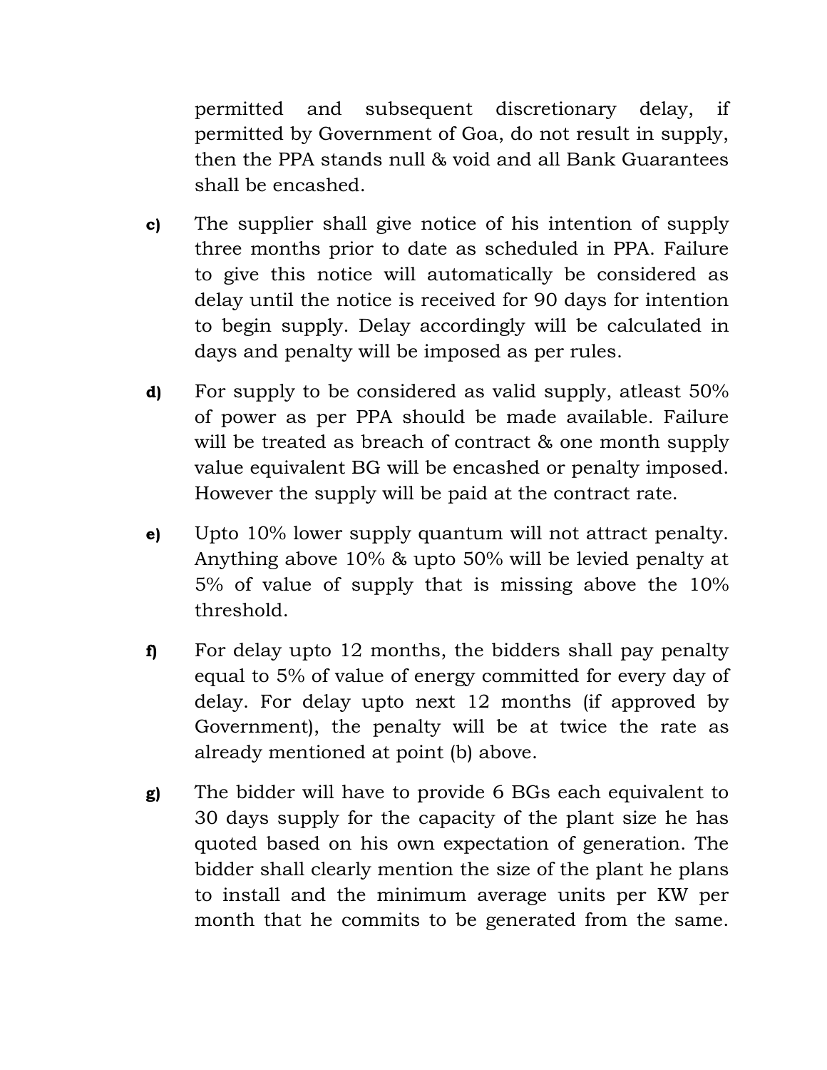permitted and subsequent discretionary delay, if permitted by Government of Goa, do not result in supply, then the PPA stands null & void and all Bank Guarantees shall be encashed.

c) The supplier shall give notice of his intention of supply three months prior to date as scheduled in PPA. Failure to give this notice will automatically be considered as delay until the notice is received for 90 days for intention to begin supply. Delay accordingly will be calculated in days and penalty will be imposed as per rules.

d) For supply to be considered as valid supply, atleast 50% of power as per PPA should be made available. Failure will be treated as breach of contract & one month supply value equivalent BG will be encashed or penalty imposed. However the supply will be paid at the contract rate.

e) Upto 10% lower supply quantum will not attract penalty. Anything above 10% & upto 50% will be levied penalty at 5% of value of supply that is missing above the 10% threshold.

f) For delay upto 12 months, the bidders shall pay penalty equal to 5% of value of energy committed for every day of delay. For delay upto next 12 months (if approved by Government), the penalty will be at twice the rate as already mentioned at point (b) above.

g) The bidder will have to provide 6 BGs each equivalent to 30 days supply for the capacity of the plant size he has quoted based on his own expectation of generation. The bidder shall clearly mention the size of the plant he plans to install and the minimum average units per KW per month that he commits to be generated from the same.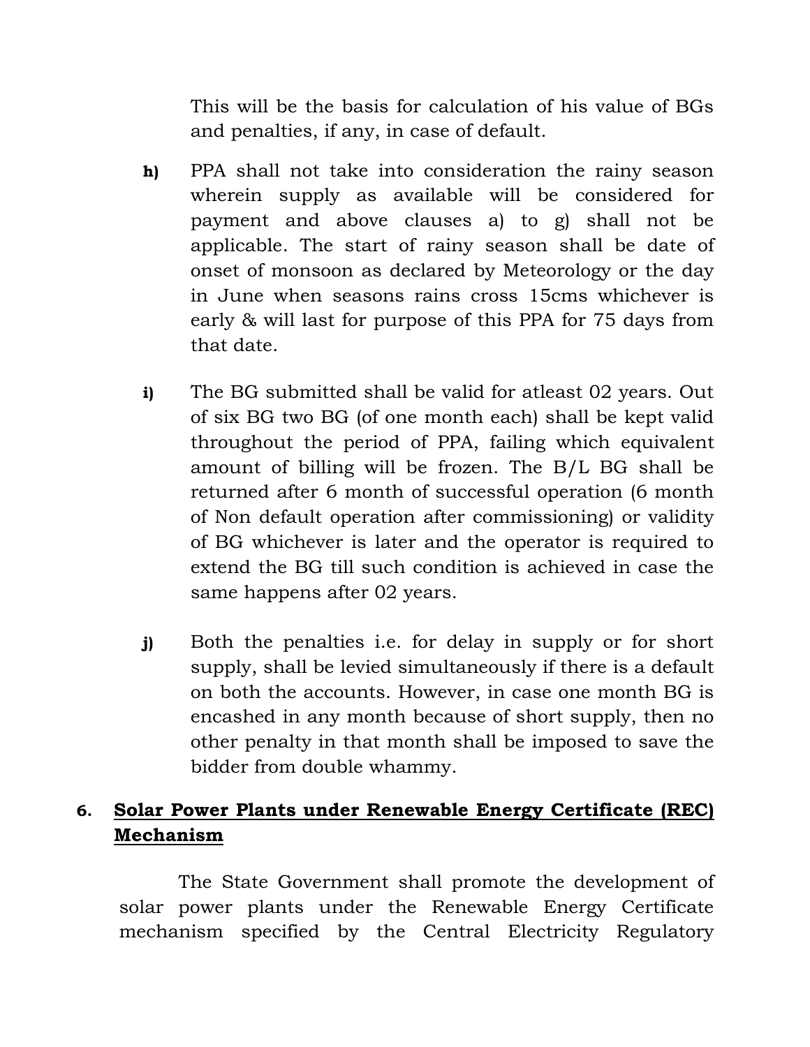This will be the basis for calculation of his value of BGs and penalties, if any, in case of default.

**h)** PPA shall not take into consideration the rainy season wherein supply as available will be considered for payment and above clauses a) to g) shall not be applicable. The start of rainy season shall be date of onset of monsoon as declared by Meteorology or the day in June when seasons rains cross 15cms whichever is early & will last for purpose of this PPA for 75 days from that date.

**i)** The BG submitted shall be valid for atleast 02 years. Out of six BG two BG (of one month each) shall be kept valid throughout the period of PPA, failing which equivalent amount of billing will be frozen. The B/L BG shall be returned after 6 month of successful operation (6 month of Non default operation after commissioning) or validity of BG whichever is later and the operator is required to extend the BG till such condition is achieved in case the same happens after 02 years.

**j)** Both the penalties i.e. for delay in supply or for short supply, shall be levied simultaneously if there is a default on both the accounts. However, in case one month BG is encashed in any month because of short supply, then no other penalty in that month shall be imposed to save the bidder from double whammy.

## 6. Solar Power Plants under Renewable Energy Certificate (REC) Mechanism

The State Government shall promote the development of solar power plants under the Renewable Energy Certificate mechanism specified by the Central Electricity Regulatory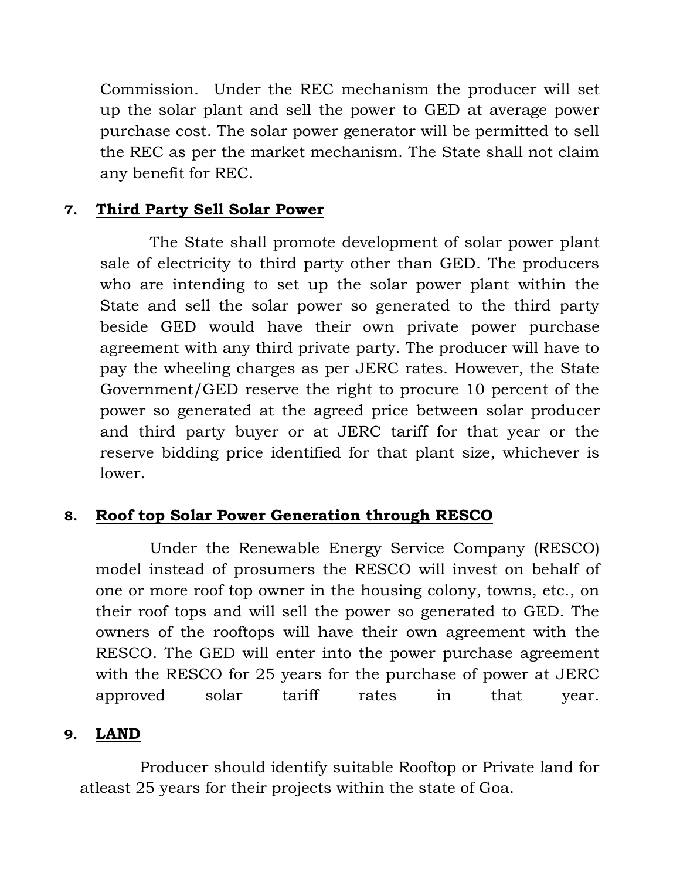Commission. Under the REC mechanism the producer will set up the solar plant and sell the power to GED at average power purchase cost. The solar power generator will be permitted to sell the REC as per the market mechanism. The State shall not claim any benefit for REC.

## 7. Third Party Sell Solar Power

The State shall promote development of solar power plant sale of electricity to third party other than GED. The producers who are intending to set up the solar power plant within the State and sell the solar power so generated to the third party beside GED would have their own private power purchase agreement with any third private party. The producer will have to pay the wheeling charges as per JERC rates. However, the State Government/GED reserve the right to procure 10 percent of the power so generated at the agreed price between solar producer and third party buyer or at JERC tariff for that year or the reserve bidding price identified for that plant size, whichever is lower.

## 8. Roof top Solar Power Generation through RESCO

Under the Renewable Energy Service Company (RESCO) model instead of prosumers the RESCO will invest on behalf of one or more roof top owner in the housing colony, towns, etc., on their roof tops and will sell the power so generated to GED. The owners of the rooftops will have their own agreement with the RESCO. The GED will enter into the power purchase agreement with the RESCO for 25 years for the purchase of power at JERC approved solar tariff rates in that year.

## 9. LAND

Producer should identify suitable Rooftop or Private land for atleast 25 years for their projects within the state of Goa.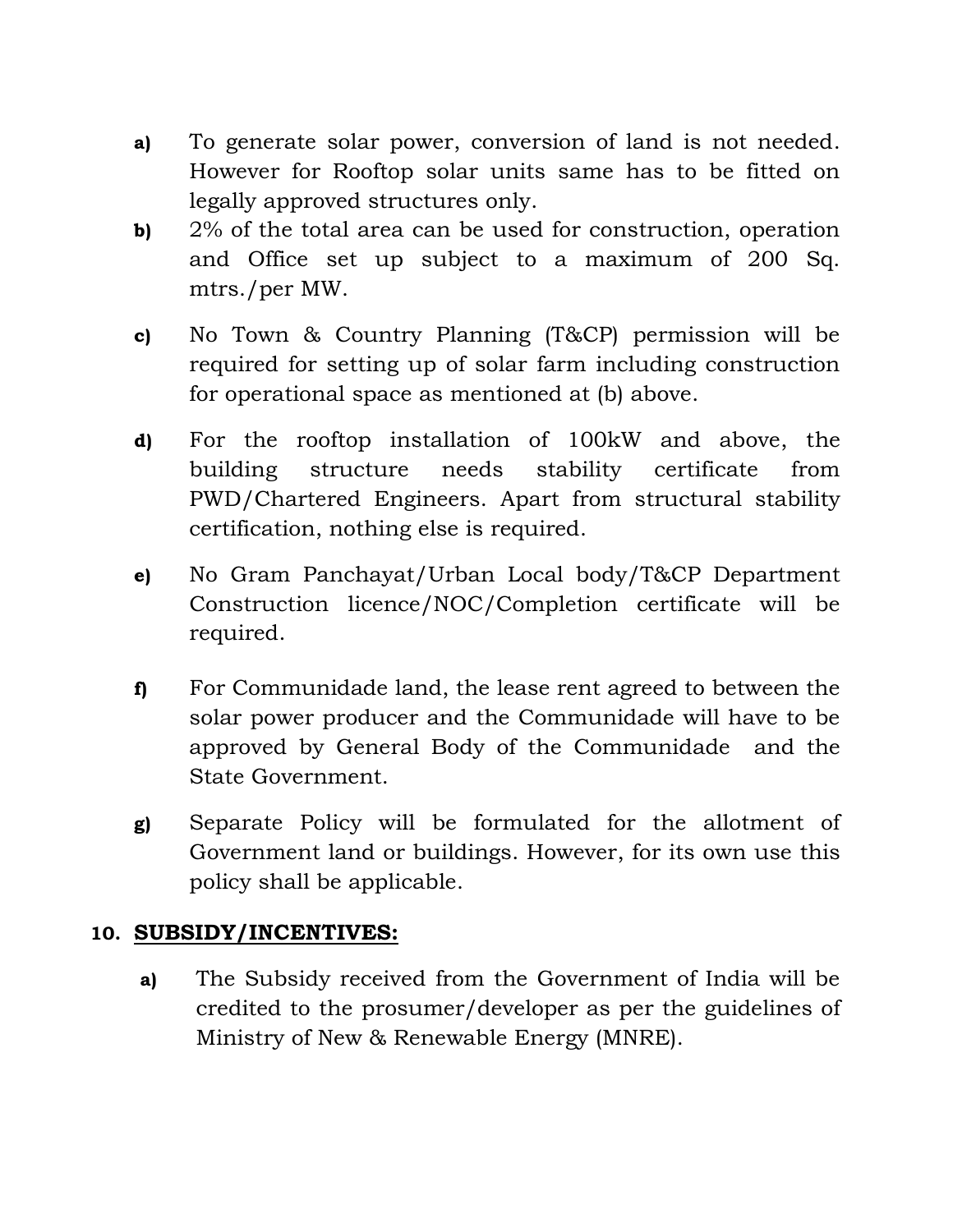a) To generate solar power, conversion of land is not needed. However for Rooftop solar units same has to be fitted on legally approved structures only.

b) 2% of the total area can be used for construction, operation and Office set up subject to a maximum of 200 Sq. mtrs./per MW.

c) No Town & Country Planning (T&CP) permission will be required for setting up of solar farm including construction for operational space as mentioned at (b) above.

d) For the rooftop installation of 100kW and above, the building structure needs stability certificate from PWD/Chartered Engineers. Apart from structural stability certification, nothing else is required.

e) No Gram Panchayat/Urban Local body/T&CP Department Construction licence/NOC/Completion certificate will be required.

f) For Communidade land, the lease rent agreed to between the solar power producer and the Communidade will have to be approved by General Body of the Communidade and the State Government.

g) Separate Policy will be formulated for the allotment of Government land or buildings. However, for its own use this policy shall be applicable.

## 10. SUBSIDY/INCENTIVES:

a) The Subsidy received from the Government of India will be credited to the prosumer/developer as per the guidelines of Ministry of New & Renewable Energy (MNRE).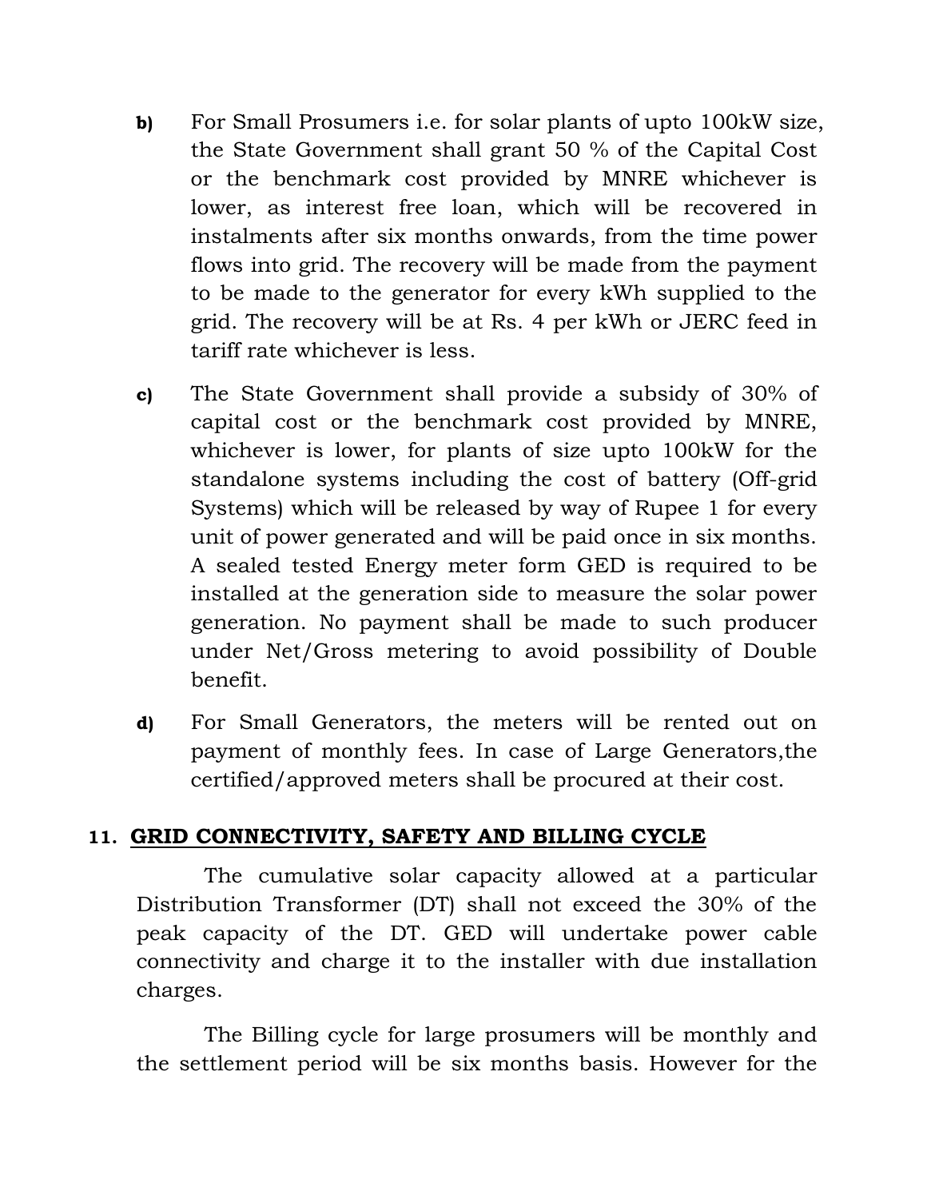b) For Small Prosumers i.e. for solar plants of upto 100kW size, the State Government shall grant 50 % of the Capital Cost or the benchmark cost provided by MNRE whichever is lower, as interest free loan, which will be recovered in instalments after six months onwards, from the time power flows into grid. The recovery will be made from the payment to be made to the generator for every kWh supplied to the grid. The recovery will be at Rs. 4 per kWh or JERC feed in tariff rate whichever is less.

c) The State Government shall provide a subsidy of 30% of capital cost or the benchmark cost provided by MNRE, whichever is lower, for plants of size upto 100kW for the standalone systems including the cost of battery (Off-grid Systems) which will be released by way of Rupee 1 for every unit of power generated and will be paid once in six months. A sealed tested Energy meter form GED is required to be installed at the generation side to measure the solar power generation. No payment shall be made to such producer under Net/Gross metering to avoid possibility of Double benefit.

d) For Small Generators, the meters will be rented out on payment of monthly fees. In case of Large Generators,the certified/approved meters shall be procured at their cost.

## 11. GRID CONNECTIVITY, SAFETY AND BILLING CYCLE

The cumulative solar capacity allowed at a particular Distribution Transformer (DT) shall not exceed the 30% of the peak capacity of the DT. GED will undertake power cable connectivity and charge it to the installer with due installation charges.

The Billing cycle for large prosumers will be monthly and the settlement period will be six months basis. However for the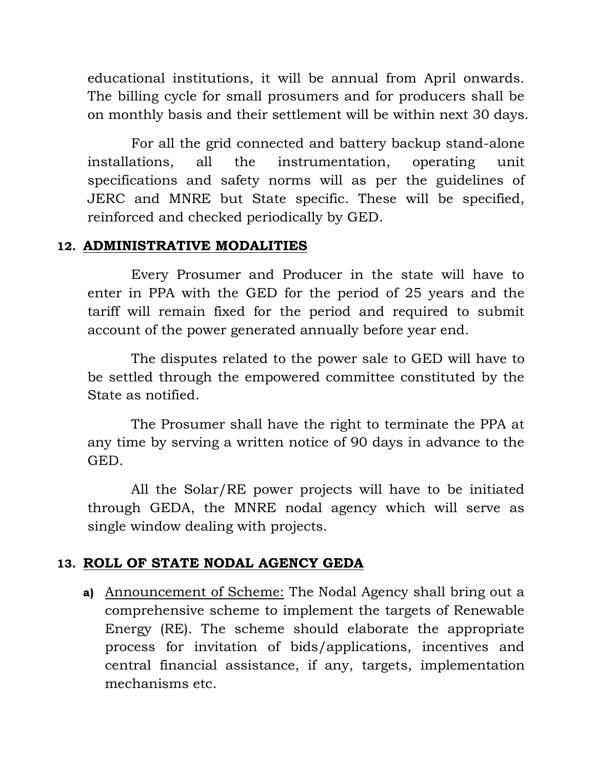educational institutions, it will be annual from April onwards. The billing cycle for small prosumers and for producers shall be on monthly basis and their settlement will be within next 30 days.

For all the grid connected and battery backup stand-alone installations, all the instrumentation, operating unit specifications and safety norms will as per the guidelines of JERC and MNRE but State specific. These will be specified, reinforced and checked periodically by GED.

## 12. ADMINISTRATIVE MODALITIES

Every Prosumer and Producer in the state will have to enter in PPA with the GED for the period of 25 years and the tariff will remain fixed for the period and required to submit account of the power generated annually before year end.

The disputes related to the power sale to GED will have to be settled through the empowered committee constituted by the State as notified.

The Prosumer shall have the right to terminate the PPA at any time by serving a written notice of 90 days in advance to the GED.

All the Solar/RE power projects will have to be initiated through GEDA, the MNRE nodal agency which will serve as single window dealing with projects.

## 13. ROLL OF STATE NODAL AGENCY GEDA

**a)** Announcement of Scheme: The Nodal Agency shall bring out a comprehensive scheme to implement the targets of Renewable Energy (RE). The scheme should elaborate the appropriate process for invitation of bids/applications, incentives and central financial assistance, if any, targets, implementation mechanisms etc.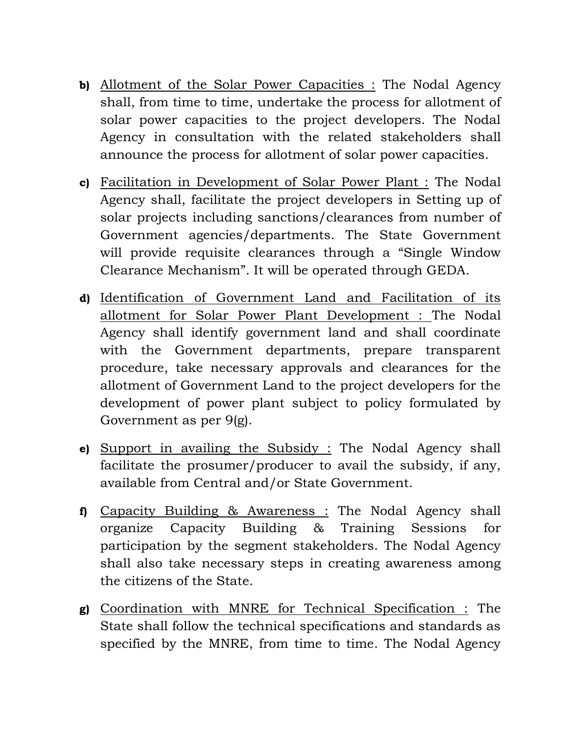b) Allotment of the Solar Power Capacities : The Nodal Agency shall, from time to time, undertake the process for allotment of solar power capacities to the project developers. The Nodal Agency in consultation with the related stakeholders shall announce the process for allotment of solar power capacities.

c) Facilitation in Development of Solar Power Plant : The Nodal Agency shall, facilitate the project developers in Setting up of solar projects including sanctions/clearances from number of Government agencies/departments. The State Government will provide requisite clearances through a "Single Window Clearance Mechanism". It will be operated through GEDA.

d) Identification of Government Land and Facilitation of its allotment for Solar Power Plant Development : The Nodal Agency shall identify government land and shall coordinate with the Government departments, prepare transparent procedure, take necessary approvals and clearances for the allotment of Government Land to the project developers for the development of power plant subject to policy formulated by Government as per 9(g).

e) Support in availing the Subsidy : The Nodal Agency shall facilitate the prosumer/producer to avail the subsidy, if any, available from Central and/or State Government.

f) Capacity Building & Awareness : The Nodal Agency shall organize Capacity Building & Training Sessions for participation by the segment stakeholders. The Nodal Agency shall also take necessary steps in creating awareness among the citizens of the State.

g) Coordination with MNRE for Technical Specification : The State shall follow the technical specifications and standards as specified by the MNRE, from time to time. The Nodal Agency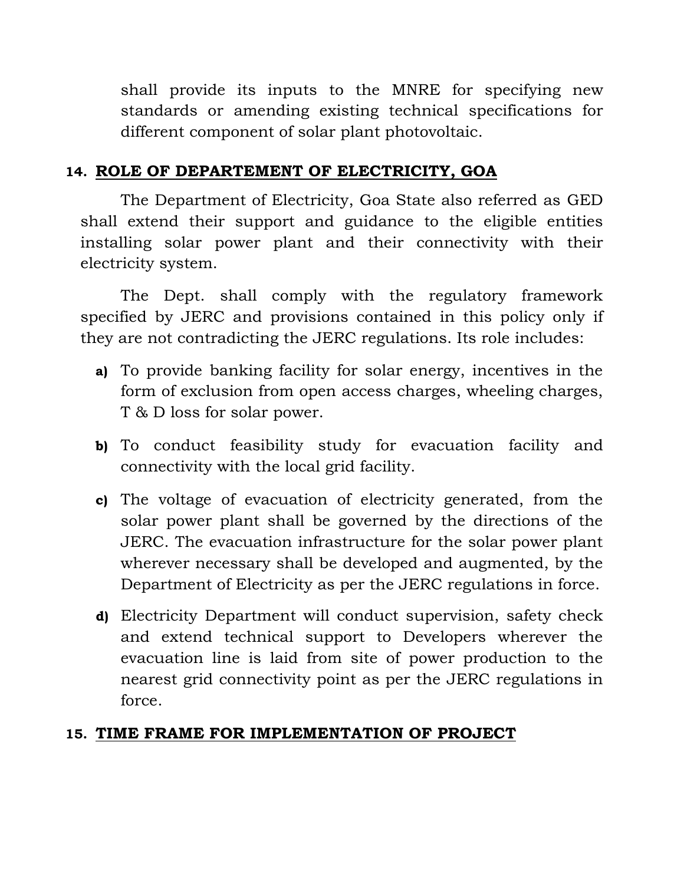shall provide its inputs to the MNRE for specifying new standards or amending existing technical specifications for different component of solar plant photovoltaic.

## 14. ROLE OF DEPARTEMENT OF ELECTRICITY, GOA

The Department of Electricity, Goa State also referred as GED shall extend their support and guidance to the eligible entities installing solar power plant and their connectivity with their electricity system.

The Dept. shall comply with the regulatory framework specified by JERC and provisions contained in this policy only if they are not contradicting the JERC regulations. Its role includes:

**a)** To provide banking facility for solar energy, incentives in the form of exclusion from open access charges, wheeling charges, T & D loss for solar power.

**b)** To conduct feasibility study for evacuation facility and connectivity with the local grid facility.

**c)** The voltage of evacuation of electricity generated, from the solar power plant shall be governed by the directions of the JERC. The evacuation infrastructure for the solar power plant wherever necessary shall be developed and augmented, by the Department of Electricity as per the JERC regulations in force.

**d)** Electricity Department will conduct supervision, safety check and extend technical support to Developers wherever the evacuation line is laid from site of power production to the nearest grid connectivity point as per the JERC regulations in force.

## 15. TIME FRAME FOR IMPLEMENTATION OF PROJECT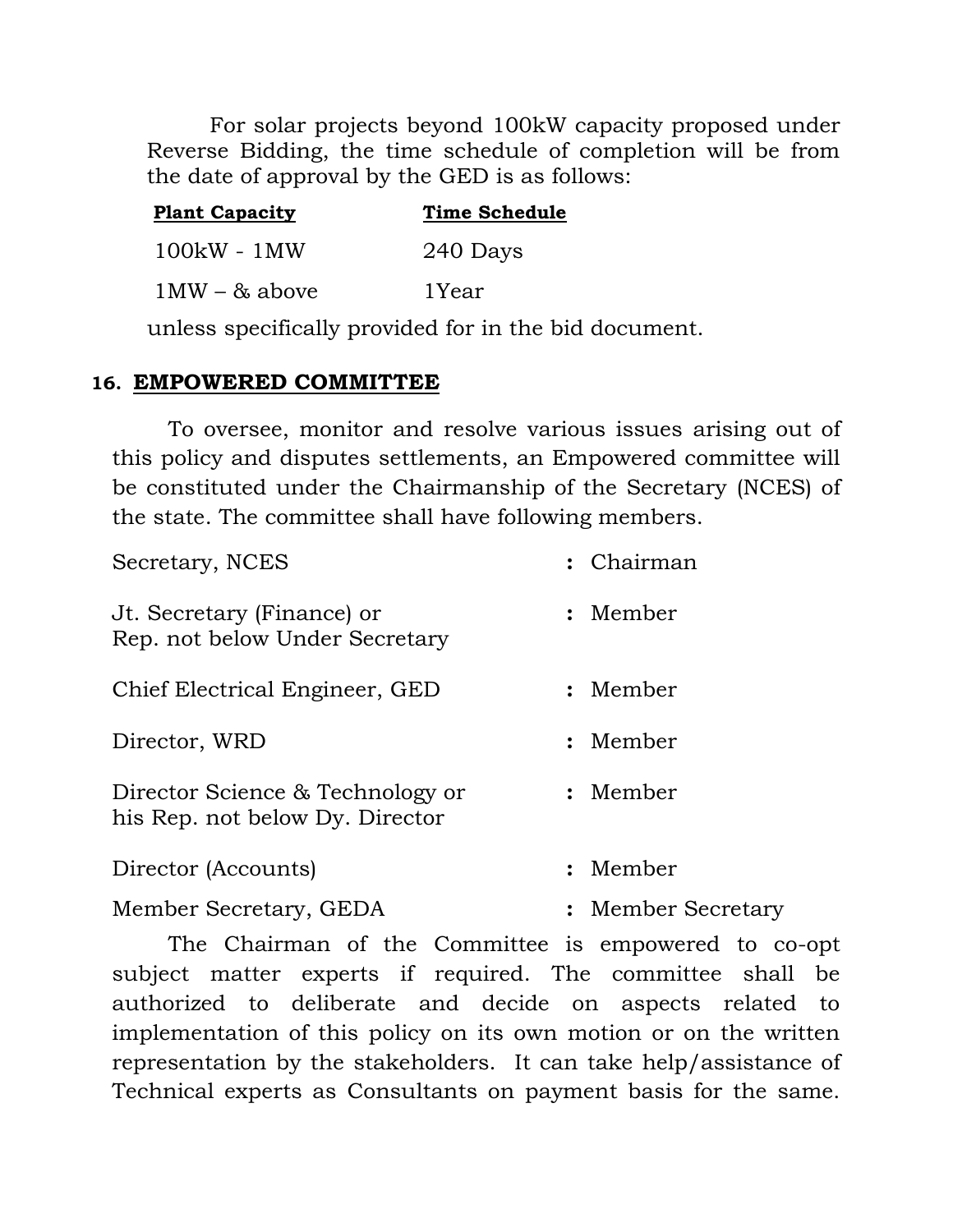For solar projects beyond 100kW capacity proposed under Reverse Bidding, the time schedule of completion will be from the date of approval by the GED is as follows:

| Plant Capacity | Time Schedule |
|---|---|
| 100kW - 1MW | 240 Days |
| 1MW – & above | 1Year |

unless specifically provided for in the bid document.

## 16. EMPOWERED COMMITTEE

To oversee, monitor and resolve various issues arising out of this policy and disputes settlements, an Empowered committee will be constituted under the Chairmanship of the Secretary (NCES) of the state. The committee shall have following members.

| | | |
|---|---|---|
| Secretary, NCES | : | Chairman |
| Jt. Secretary (Finance) or Rep. not below Under Secretary | : | Member |
| Chief Electrical Engineer, GED | : | Member |
| Director, WRD | : | Member |
| Director Science & Technology or his Rep. not below Dy. Director | : | Member |
| Director (Accounts) | : | Member |
| Member Secretary, GEDA | : | Member Secretary |

The Chairman of the Committee is empowered to co-opt subject matter experts if required. The committee shall be authorized to deliberate and decide on aspects related to implementation of this policy on its own motion or on the written representation by the stakeholders. It can take help/assistance of Technical experts as Consultants on payment basis for the same.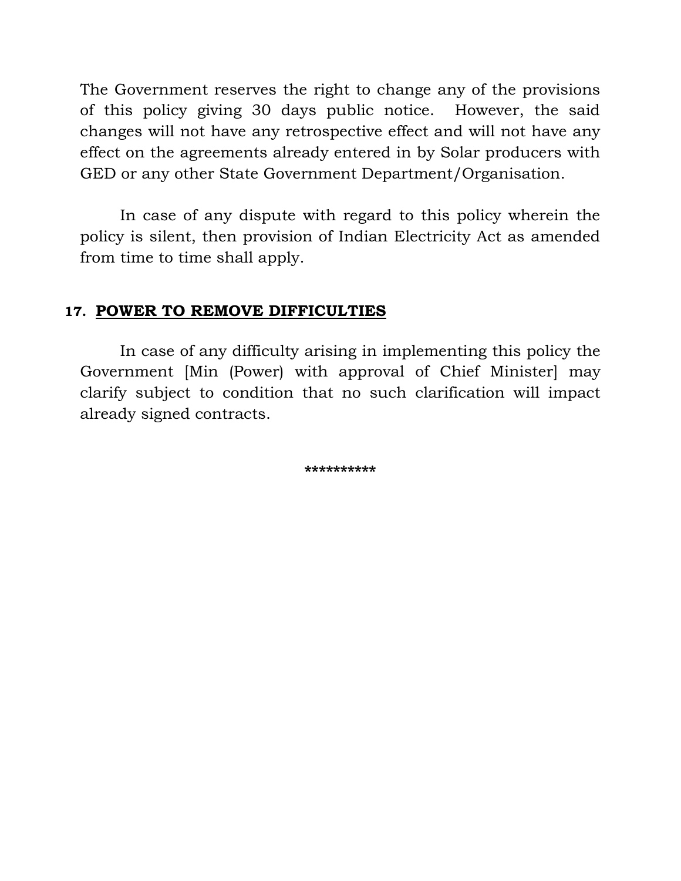The Government reserves the right to change any of the provisions of this policy giving 30 days public notice. However, the said changes will not have any retrospective effect and will not have any effect on the agreements already entered in by Solar producers with GED or any other State Government Department/Organisation.

In case of any dispute with regard to this policy wherein the policy is silent, then provision of Indian Electricity Act as amended from time to time shall apply.

## 17. POWER TO REMOVE DIFFICULTIES

In case of any difficulty arising in implementing this policy the Government [Min (Power) with approval of Chief Minister] may clarify subject to condition that no such clarification will impact already signed contracts.

**********